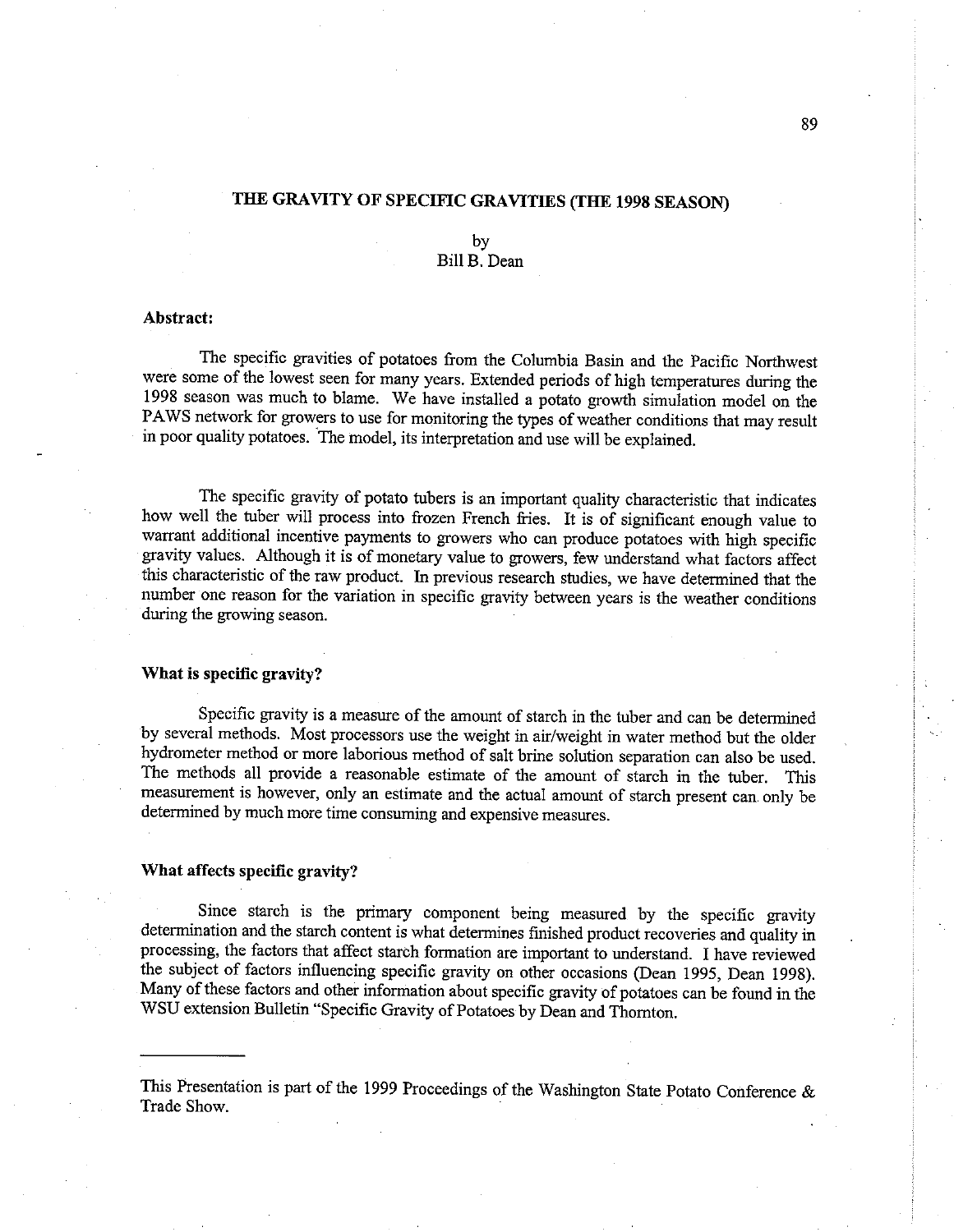# THE GRAVITY OF SPECIFIC GRAVITIES (THE 1998 SEASON)

by
Bill B. Dean

**Abstract:**

The specific gravities of potatoes from the Columbia Basin and the Pacific Northwest were some of the lowest seen for many years. Extended periods of high temperatures during the 1998 season was much to blame. We have installed a potato growth simulation model on the PAWS network for growers to use for monitoring the types of weather conditions that may result in poor quality potatoes. The model, its interpretation and use will be explained.

The specific gravity of potato tubers is an important quality characteristic that indicates how well the tuber will process into frozen French fries. It is of significant enough value to warrant additional incentive payments to growers who can produce potatoes with high specific gravity values. Although it is of monetary value to growers, few understand what factors affect this characteristic of the raw product. In previous research studies, we have determined that the number one reason for the variation in specific gravity between years is the weather conditions during the growing season.

**What is specific gravity?**

Specific gravity is a measure of the amount of starch in the tuber and can be determined by several methods. Most processors use the weight in air/weight in water method but the older hydrometer method or more laborious method of salt brine solution separation can also be used. The methods all provide a reasonable estimate of the amount of starch in the tuber. This measurement is however, only an estimate and the actual amount of starch present can only be determined by much more time consuming and expensive measures.

**What affects specific gravity?**

Since starch is the primary component being measured by the specific gravity determination and the starch content is what determines finished product recoveries and quality in processing, the factors that affect starch formation are important to understand. I have reviewed the subject of factors influencing specific gravity on other occasions (Dean 1995, Dean 1998). Many of these factors and other information about specific gravity of potatoes can be found in the WSU extension Bulletin "Specific Gravity of Potatoes by Dean and Thornton.

---

This Presentation is part of the 1999 Proceedings of the Washington State Potato Conference & Trade Show.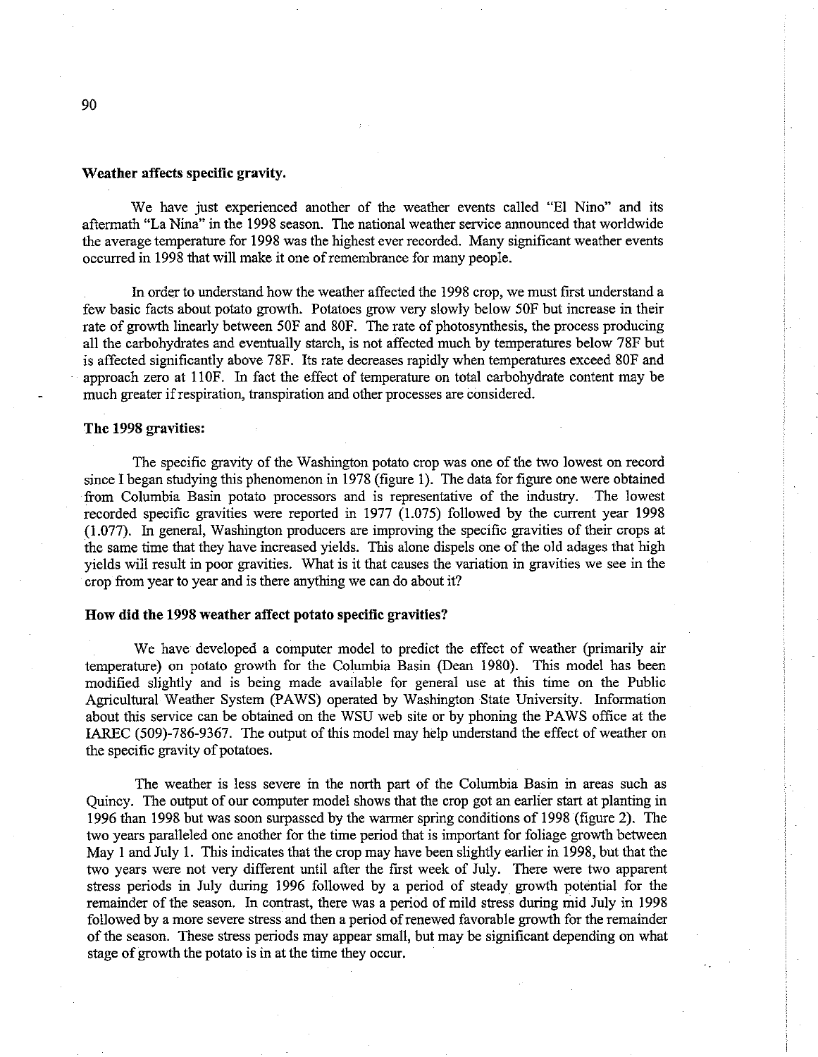### Weather affects specific gravity.

We have just experienced another of the weather events called "El Nino" and its aftermath "La Nina" in the 1998 season. The national weather service announced that worldwide the average temperature for 1998 was the highest ever recorded. Many significant weather events occurred in 1998 that will make it one of remembrance for many people.

In order to understand how the weather affected the 1998 crop, we must first understand a few basic facts about potato growth. Potatoes grow very slowly below 50F but increase in their rate of growth linearly between 50F and 80F. The rate of photosynthesis, the process producing all the carbohydrates and eventually starch, is not affected much by temperatures below 78F but is affected significantly above 78F. Its rate decreases rapidly when temperatures exceed 80F and approach zero at 110F. In fact the effect of temperature on total carbohydrate content may be much greater if respiration, transpiration and other processes are considered.

### The 1998 gravities:

The specific gravity of the Washington potato crop was one of the two lowest on record since I began studying this phenomenon in 1978 (figure 1). The data for figure one were obtained from Columbia Basin potato processors and is representative of the industry. The lowest recorded specific gravities were reported in 1977 (1.075) followed by the current year 1998 (1.077). In general, Washington producers are improving the specific gravities of their crops at the same time that they have increased yields. This alone dispels one of the old adages that high yields will result in poor gravities. What is it that causes the variation in gravities we see in the crop from year to year and is there anything we can do about it?

### How did the 1998 weather affect potato specific gravities?

We have developed a computer model to predict the effect of weather (primarily air temperature) on potato growth for the Columbia Basin (Dean 1980). This model has been modified slightly and is being made available for general use at this time on the Public Agricultural Weather System (PAWS) operated by Washington State University. Information about this service can be obtained on the WSU web site or by phoning the PAWS office at the IAREC (509)-786-9367. The output of this model may help understand the effect of weather on the specific gravity of potatoes.

The weather is less severe in the north part of the Columbia Basin in areas such as Quincy. The output of our computer model shows that the crop got an earlier start at planting in 1996 than 1998 but was soon surpassed by the warmer spring conditions of 1998 (figure 2). The two years paralleled one another for the time period that is important for foliage growth between May 1 and July 1. This indicates that the crop may have been slightly earlier in 1998, but that the two years were not very different until after the first week of July. There were two apparent stress periods in July during 1996 followed by a period of steady growth potential for the remainder of the season. In contrast, there was a period of mild stress during mid July in 1998 followed by a more severe stress and then a period of renewed favorable growth for the remainder of the season. These stress periods may appear small, but may be significant depending on what stage of growth the potato is in at the time they occur.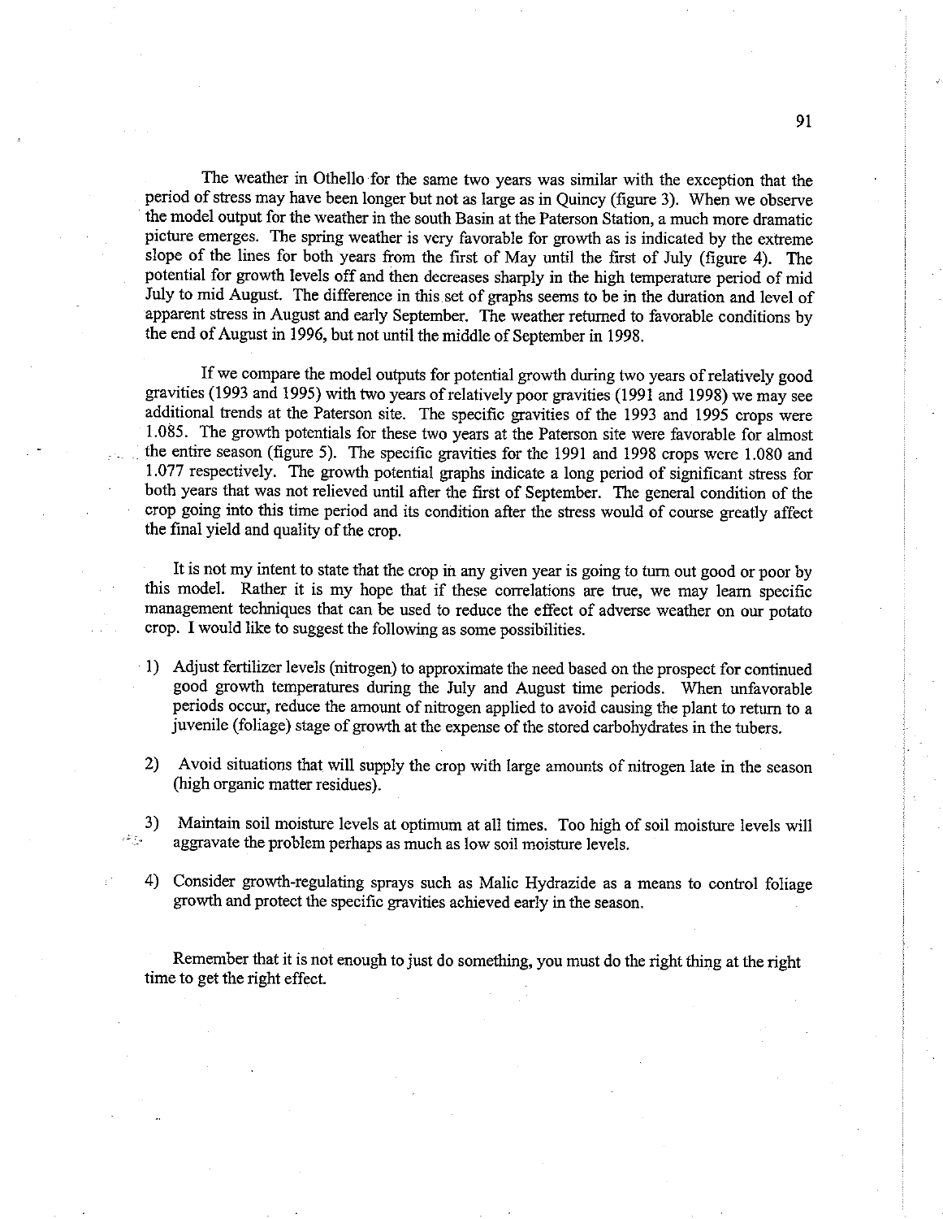The weather in Othello for the same two years was similar with the exception that the period of stress may have been longer but not as large as in Quincy (figure 3). When we observe the model output for the weather in the south Basin at the Paterson Station, a much more dramatic picture emerges. The spring weather is very favorable for growth as is indicated by the extreme slope of the lines for both years from the first of May until the first of July (figure 4). The potential for growth levels off and then decreases sharply in the high temperature period of mid July to mid August. The difference in this set of graphs seems to be in the duration and level of apparent stress in August and early September. The weather returned to favorable conditions by the end of August in 1996, but not until the middle of September in 1998.

If we compare the model outputs for potential growth during two years of relatively good gravities (1993 and 1995) with two years of relatively poor gravities (1991 and 1998) we may see additional trends at the Paterson site. The specific gravities of the 1993 and 1995 crops were 1.085. The growth potentials for these two years at the Paterson site were favorable for almost the entire season (figure 5). The specific gravities for the 1991 and 1998 crops were 1.080 and 1.077 respectively. The growth potential graphs indicate a long period of significant stress for both years that was not relieved until after the first of September. The general condition of the crop going into this time period and its condition after the stress would of course greatly affect the final yield and quality of the crop.

It is not my intent to state that the crop in any given year is going to turn out good or poor by this model. Rather it is my hope that if these correlations are true, we may learn specific management techniques that can be used to reduce the effect of adverse weather on our potato crop. I would like to suggest the following as some possibilities.

1) Adjust fertilizer levels (nitrogen) to approximate the need based on the prospect for continued good growth temperatures during the July and August time periods. When unfavorable periods occur, reduce the amount of nitrogen applied to avoid causing the plant to return to a juvenile (foliage) stage of growth at the expense of the stored carbohydrates in the tubers.

2) Avoid situations that will supply the crop with large amounts of nitrogen late in the season (high organic matter residues).

3) Maintain soil moisture levels at optimum at all times. Too high of soil moisture levels will aggravate the problem perhaps as much as low soil moisture levels.

4) Consider growth-regulating sprays such as Malic Hydrazide as a means to control foliage growth and protect the specific gravities achieved early in the season.

Remember that it is not enough to just do something, you must do the right thing at the right time to get the right effect.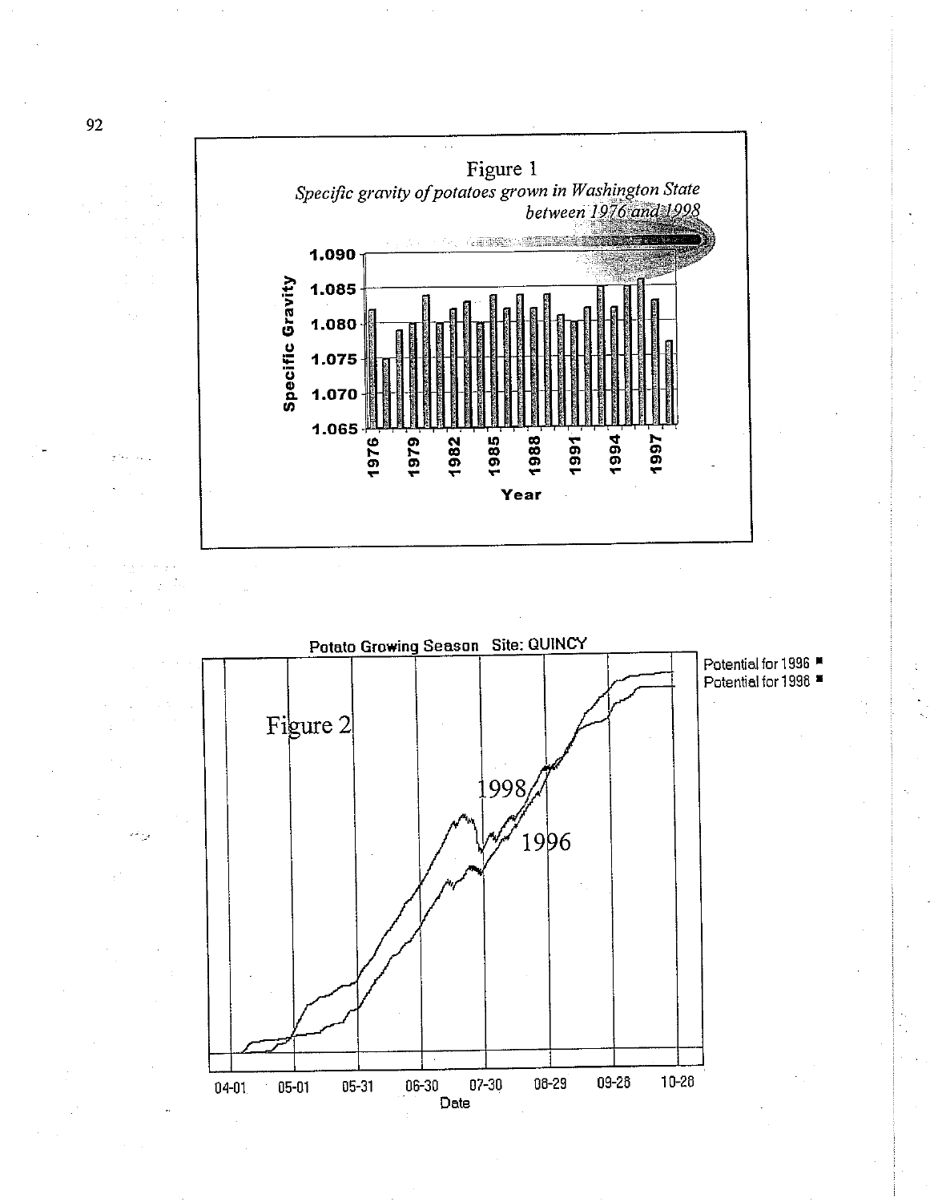Figure 1

*Specific gravity of potatoes grown in Washington State between 1976 and 1998*

Potato Growing Season Site: QUINCY

Figure 2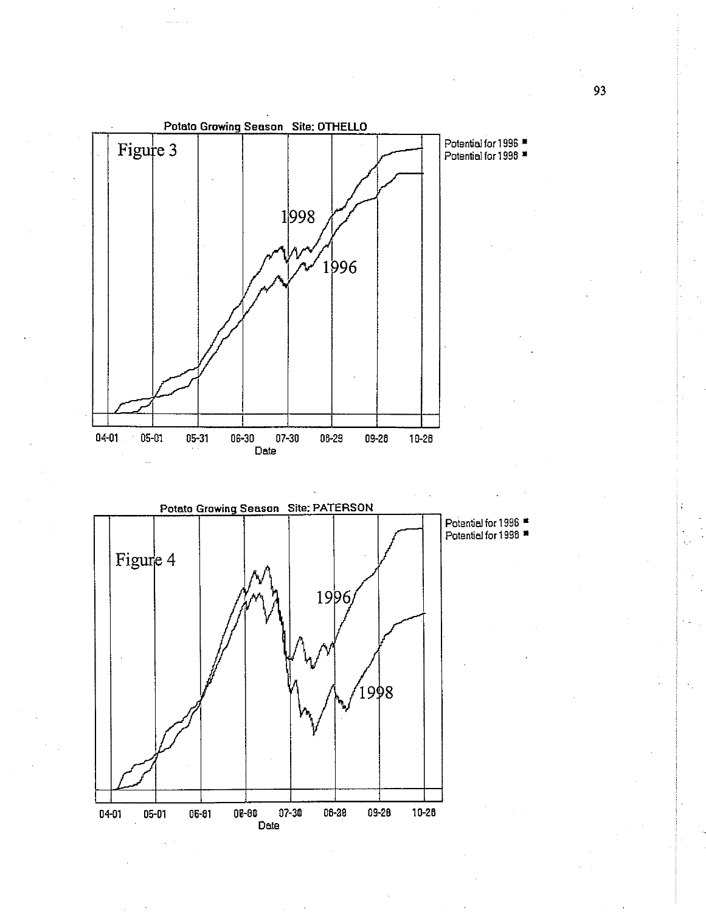**Potato Growing Season Site: OTHELLO**

Figure 3

Potential for 1996
Potential for 1998

1998

1996

04-01 05-01 05-31 06-30 07-30 08-29 09-28 10-28

Date

**Potato Growing Season Site: PATERSON**

Figure 4

Potential for 1996
Potential for 1998

1996

1998

04-01 05-01 05-31 06-30 07-30 08-29 09-28 10-28

Date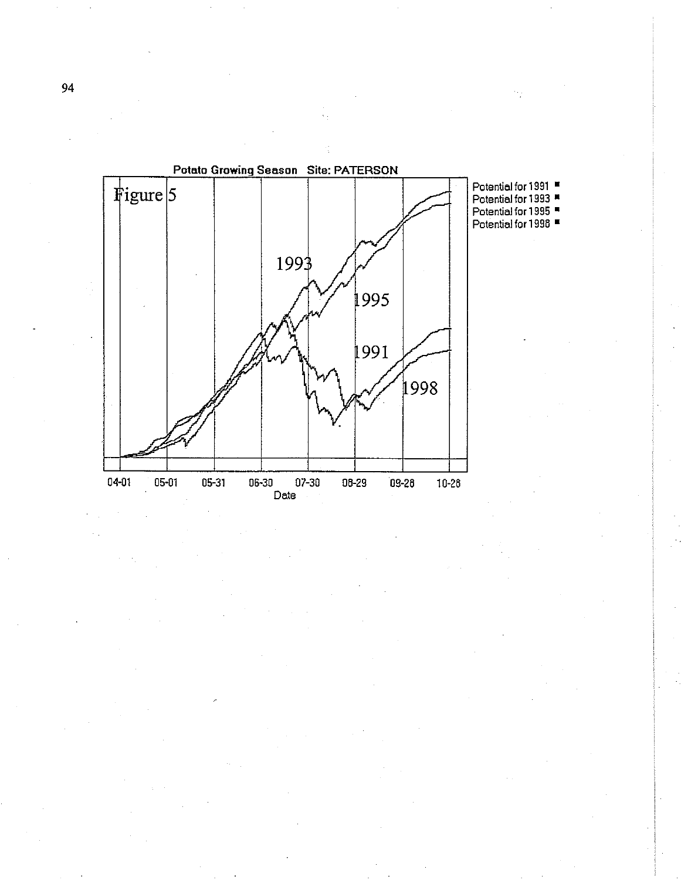Potato Growing Season   Site: PATERSON

Figure 5

1993

1995

1991

1998

04-01
05-01
05-31
06-30
07-30
08-29
09-28
10-28

Date

Potential for 1991
Potential for 1993
Potential for 1995
Potential for 1998